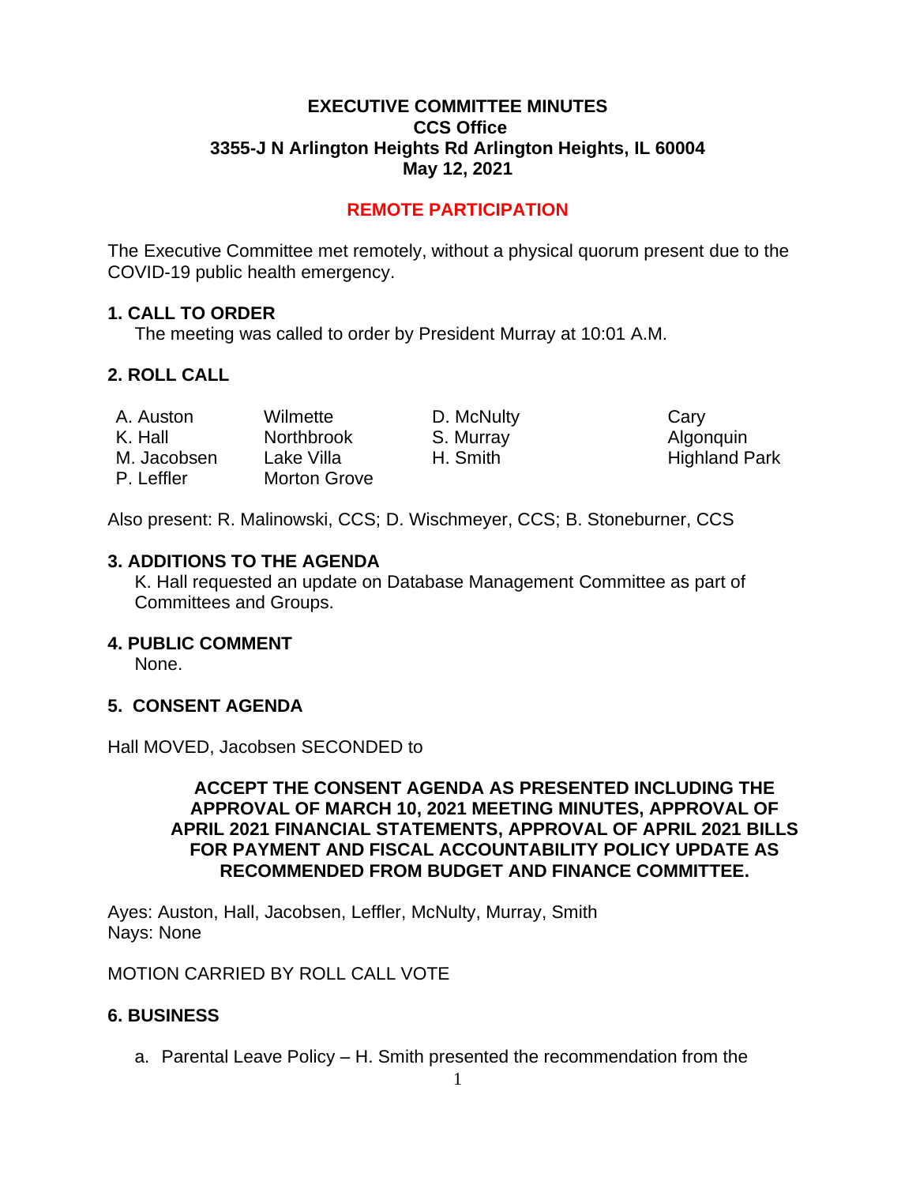**EXECUTIVE COMMITTEE MINUTES**
**CCS Office**
**3355-J N Arlington Heights Rd Arlington Heights, IL 60004**
**May 12, 2021**

**REMOTE PARTICIPATION**

The Executive Committee met remotely, without a physical quorum present due to the COVID-19 public health emergency.

## 1. CALL TO ORDER

The meeting was called to order by President Murray at 10:01 A.M.

## 2. ROLL CALL

| | | | |
|---|---|---|---|
| A. Auston | Wilmette | D. McNulty | Cary |
| K. Hall | Northbrook | S. Murray | Algonquin |
| M. Jacobsen | Lake Villa | H. Smith | Highland Park |
| P. Leffler | Morton Grove | | |

Also present: R. Malinowski, CCS; D. Wischmeyer, CCS; B. Stoneburner, CCS

## 3. ADDITIONS TO THE AGENDA

K. Hall requested an update on Database Management Committee as part of Committees and Groups.

## 4. PUBLIC COMMENT

None.

## 5. CONSENT AGENDA

Hall MOVED, Jacobsen SECONDED to

**ACCEPT THE CONSENT AGENDA AS PRESENTED INCLUDING THE APPROVAL OF MARCH 10, 2021 MEETING MINUTES, APPROVAL OF APRIL 2021 FINANCIAL STATEMENTS, APPROVAL OF APRIL 2021 BILLS FOR PAYMENT AND FISCAL ACCOUNTABILITY POLICY UPDATE AS RECOMMENDED FROM BUDGET AND FINANCE COMMITTEE.**

Ayes: Auston, Hall, Jacobsen, Leffler, McNulty, Murray, Smith
Nays: None

MOTION CARRIED BY ROLL CALL VOTE

## 6. BUSINESS

a. Parental Leave Policy – H. Smith presented the recommendation from the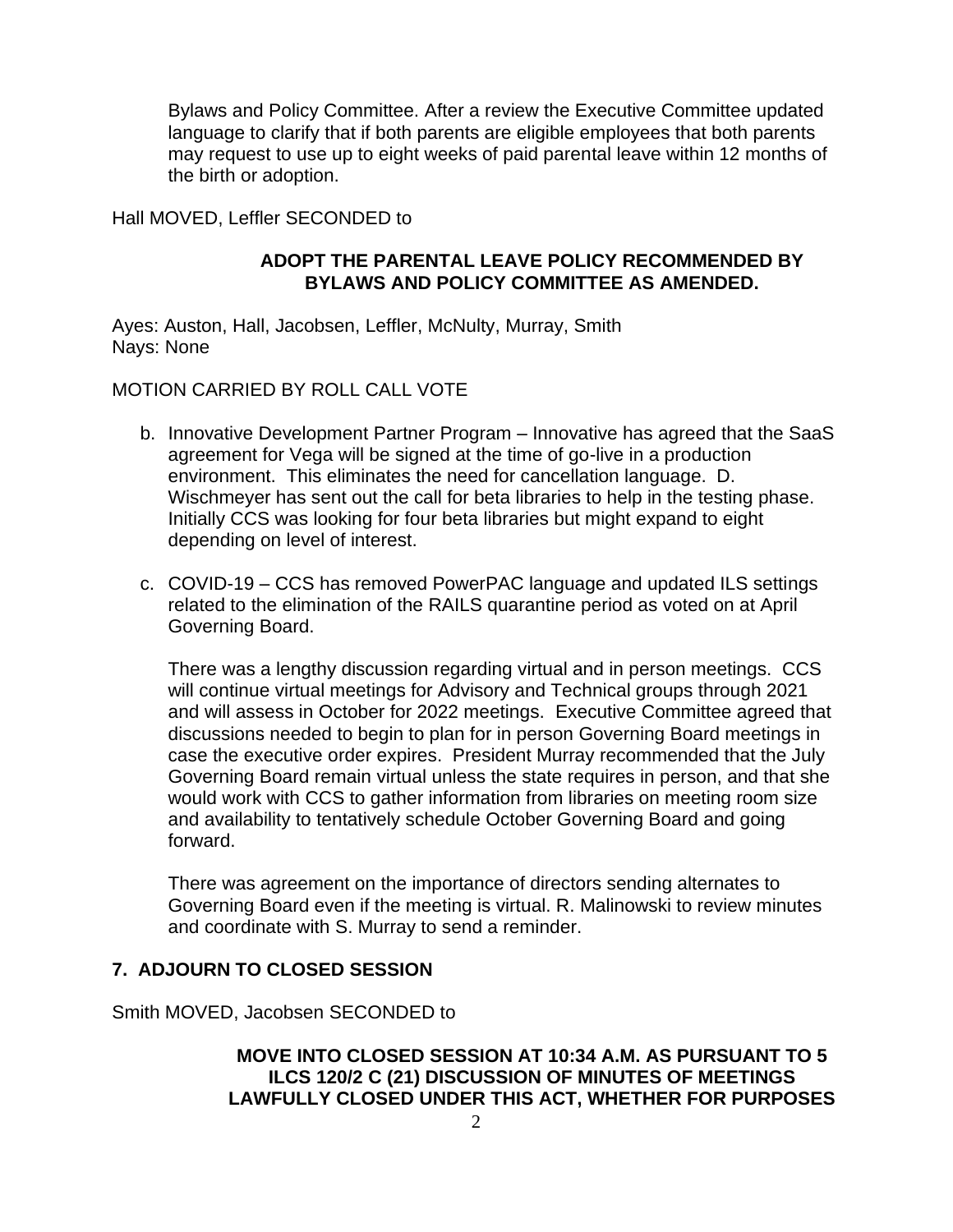Bylaws and Policy Committee. After a review the Executive Committee updated language to clarify that if both parents are eligible employees that both parents may request to use up to eight weeks of paid parental leave within 12 months of the birth or adoption.

Hall MOVED, Leffler SECONDED to

**ADOPT THE PARENTAL LEAVE POLICY RECOMMENDED BY BYLAWS AND POLICY COMMITTEE AS AMENDED.**

Ayes: Auston, Hall, Jacobsen, Leffler, McNulty, Murray, Smith
Nays: None

MOTION CARRIED BY ROLL CALL VOTE

b. Innovative Development Partner Program – Innovative has agreed that the SaaS agreement for Vega will be signed at the time of go-live in a production environment. This eliminates the need for cancellation language. D. Wischmeyer has sent out the call for beta libraries to help in the testing phase. Initially CCS was looking for four beta libraries but might expand to eight depending on level of interest.

c. COVID-19 – CCS has removed PowerPAC language and updated ILS settings related to the elimination of the RAILS quarantine period as voted on at April Governing Board.

   There was a lengthy discussion regarding virtual and in person meetings. CCS will continue virtual meetings for Advisory and Technical groups through 2021 and will assess in October for 2022 meetings. Executive Committee agreed that discussions needed to begin to plan for in person Governing Board meetings in case the executive order expires. President Murray recommended that the July Governing Board remain virtual unless the state requires in person, and that she would work with CCS to gather information from libraries on meeting room size and availability to tentatively schedule October Governing Board and going forward.

   There was agreement on the importance of directors sending alternates to Governing Board even if the meeting is virtual. R. Malinowski to review minutes and coordinate with S. Murray to send a reminder.

## 7. ADJOURN TO CLOSED SESSION

Smith MOVED, Jacobsen SECONDED to

**MOVE INTO CLOSED SESSION AT 10:34 A.M. AS PURSUANT TO 5 ILCS 120/2 C (21) DISCUSSION OF MINUTES OF MEETINGS LAWFULLY CLOSED UNDER THIS ACT, WHETHER FOR PURPOSES**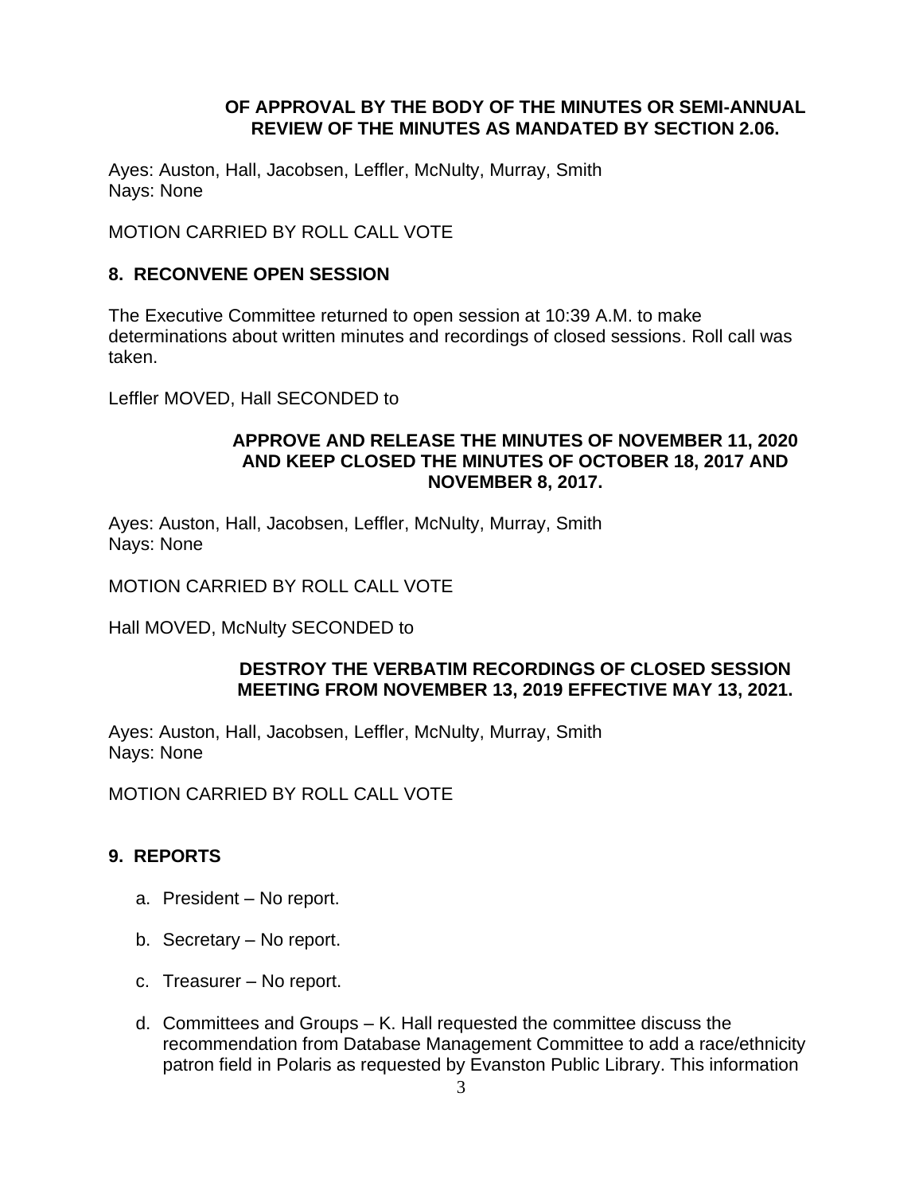**OF APPROVAL BY THE BODY OF THE MINUTES OR SEMI-ANNUAL REVIEW OF THE MINUTES AS MANDATED BY SECTION 2.06.**

Ayes: Auston, Hall, Jacobsen, Leffler, McNulty, Murray, Smith
Nays: None

MOTION CARRIED BY ROLL CALL VOTE

## 8. RECONVENE OPEN SESSION

The Executive Committee returned to open session at 10:39 A.M. to make determinations about written minutes and recordings of closed sessions. Roll call was taken.

Leffler MOVED, Hall SECONDED to

**APPROVE AND RELEASE THE MINUTES OF NOVEMBER 11, 2020 AND KEEP CLOSED THE MINUTES OF OCTOBER 18, 2017 AND NOVEMBER 8, 2017.**

Ayes: Auston, Hall, Jacobsen, Leffler, McNulty, Murray, Smith
Nays: None

MOTION CARRIED BY ROLL CALL VOTE

Hall MOVED, McNulty SECONDED to

**DESTROY THE VERBATIM RECORDINGS OF CLOSED SESSION MEETING FROM NOVEMBER 13, 2019 EFFECTIVE MAY 13, 2021.**

Ayes: Auston, Hall, Jacobsen, Leffler, McNulty, Murray, Smith
Nays: None

MOTION CARRIED BY ROLL CALL VOTE

## 9. REPORTS

a. President – No report.

b. Secretary – No report.

c. Treasurer – No report.

d. Committees and Groups – K. Hall requested the committee discuss the recommendation from Database Management Committee to add a race/ethnicity patron field in Polaris as requested by Evanston Public Library. This information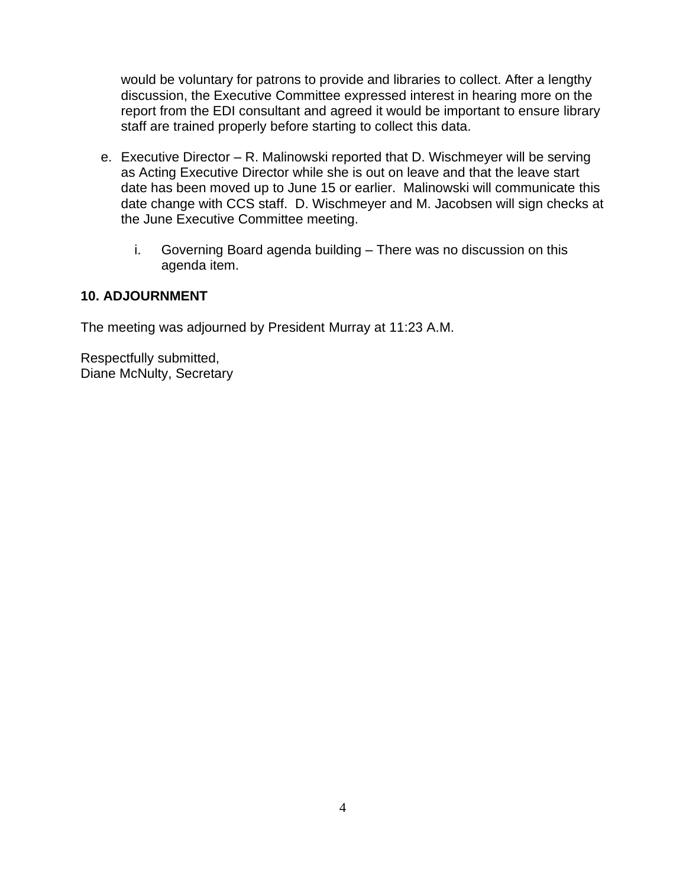would be voluntary for patrons to provide and libraries to collect. After a lengthy discussion, the Executive Committee expressed interest in hearing more on the report from the EDI consultant and agreed it would be important to ensure library staff are trained properly before starting to collect this data.

e. Executive Director – R. Malinowski reported that D. Wischmeyer will be serving as Acting Executive Director while she is out on leave and that the leave start date has been moved up to June 15 or earlier. Malinowski will communicate this date change with CCS staff. D. Wischmeyer and M. Jacobsen will sign checks at the June Executive Committee meeting.

    i. Governing Board agenda building – There was no discussion on this agenda item.

**10. ADJOURNMENT**

The meeting was adjourned by President Murray at 11:23 A.M.

Respectfully submitted,
Diane McNulty, Secretary